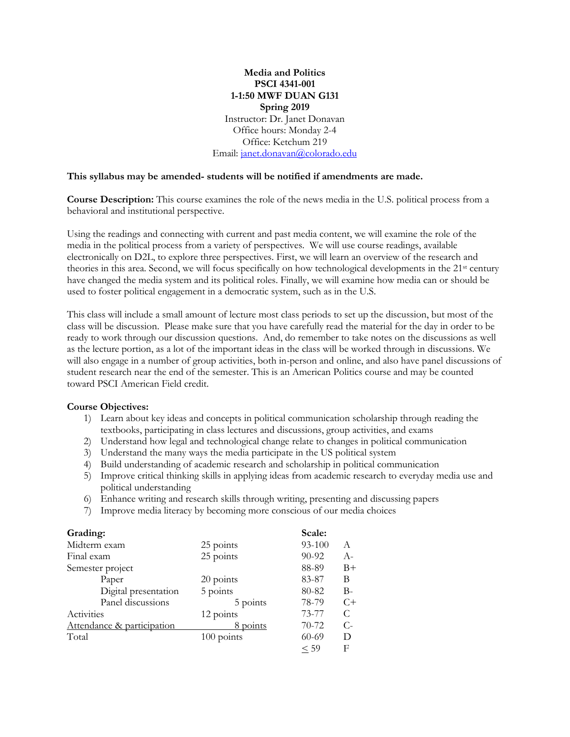**Media and Politics**
**PSCI 4341-001**
**1-1:50 MWF DUAN G131**
**Spring 2019**

Instructor: Dr. Janet Donavan
Office hours: Monday 2-4
Office: Ketchum 219
Email: janet.donavan@colorado.edu

**This syllabus may be amended- students will be notified if amendments are made.**

**Course Description:** This course examines the role of the news media in the U.S. political process from a behavioral and institutional perspective.

Using the readings and connecting with current and past media content, we will examine the role of the media in the political process from a variety of perspectives. We will use course readings, available electronically on D2L, to explore three perspectives. First, we will learn an overview of the research and theories in this area. Second, we will focus specifically on how technological developments in the 21st century have changed the media system and its political roles. Finally, we will examine how media can or should be used to foster political engagement in a democratic system, such as in the U.S.

This class will include a small amount of lecture most class periods to set up the discussion, but most of the class will be discussion. Please make sure that you have carefully read the material for the day in order to be ready to work through our discussion questions. And, do remember to take notes on the discussions as well as the lecture portion, as a lot of the important ideas in the class will be worked through in discussions. We will also engage in a number of group activities, both in-person and online, and also have panel discussions of student research near the end of the semester. This is an American Politics course and may be counted toward PSCI American Field credit.

**Course Objectives:**

1) Learn about key ideas and concepts in political communication scholarship through reading the textbooks, participating in class lectures and discussions, group activities, and exams
2) Understand how legal and technological change relate to changes in political communication
3) Understand the many ways the media participate in the US political system
4) Build understanding of academic research and scholarship in political communication
5) Improve critical thinking skills in applying ideas from academic research to everyday media use and political understanding
6) Enhance writing and research skills through writing, presenting and discussing papers
7) Improve media literacy by becoming more conscious of our media choices

| **Grading:** | | **Scale:** | |
|---|---|---|---|
| Midterm exam | 25 points | 93-100 | A |
| Final exam | 25 points | 90-92 | A- |
| Semester project | | 88-89 | B+ |
| Paper | 20 points | 83-87 | B |
| Digital presentation | 5 points | 80-82 | B- |
| Panel discussions | 5 points | 78-79 | C+ |
| Activities | 12 points | 73-77 | C |
| Attendance & participation | 8 points | 70-72 | C- |
| Total | 100 points | 60-69 | D |
| | | ≤ 59 | F |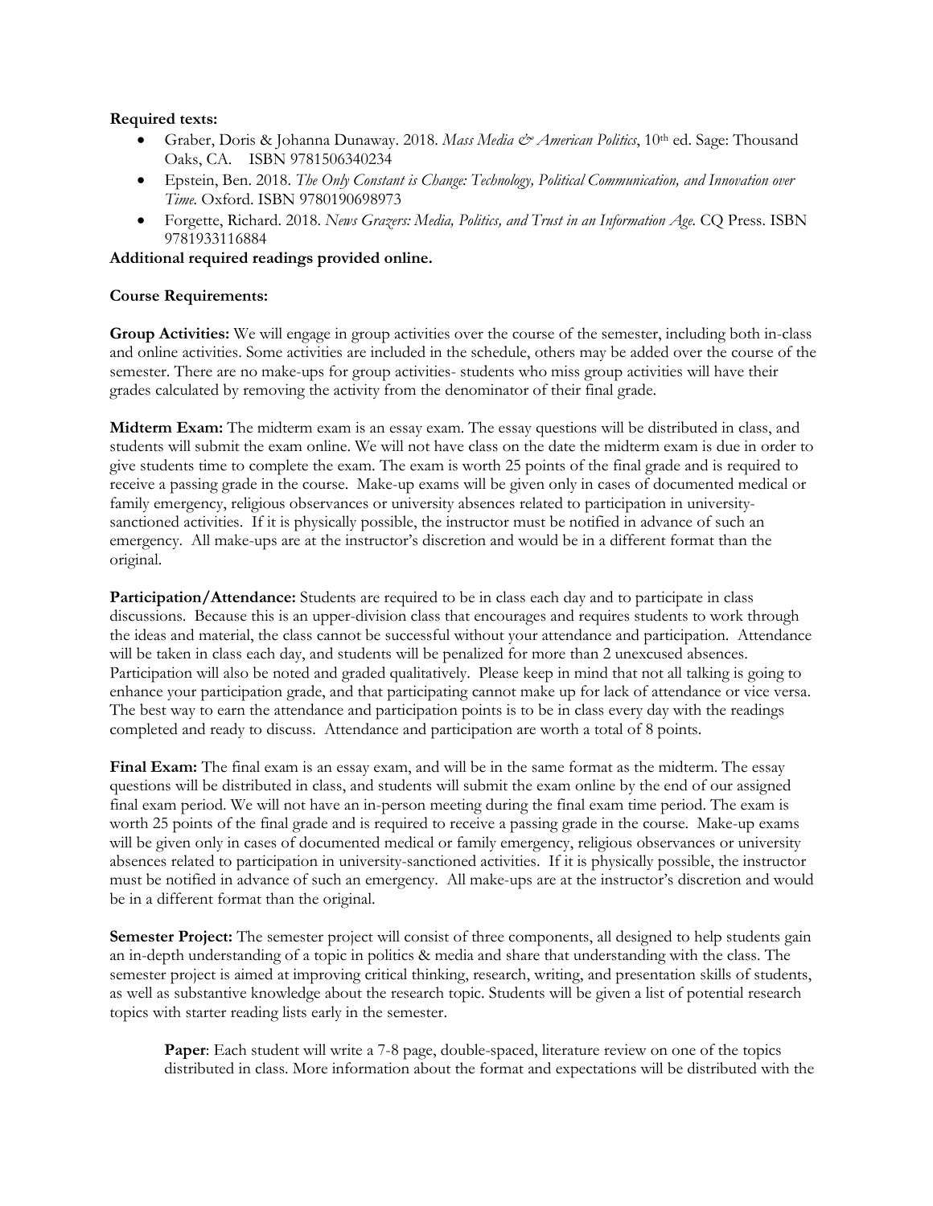**Required texts:**

- Graber, Doris & Johanna Dunaway. 2018. *Mass Media & American Politics*, 10th ed. Sage: Thousand Oaks, CA. ISBN 9781506340234
- Epstein, Ben. 2018. *The Only Constant is Change: Technology, Political Communication, and Innovation over Time.* Oxford. ISBN 9780190698973
- Forgette, Richard. 2018. *News Grazers: Media, Politics, and Trust in an Information Age.* CQ Press. ISBN 9781933116884

**Additional required readings provided online.**

**Course Requirements:**

**Group Activities:** We will engage in group activities over the course of the semester, including both in-class and online activities. Some activities are included in the schedule, others may be added over the course of the semester. There are no make-ups for group activities- students who miss group activities will have their grades calculated by removing the activity from the denominator of their final grade.

**Midterm Exam:** The midterm exam is an essay exam. The essay questions will be distributed in class, and students will submit the exam online. We will not have class on the date the midterm exam is due in order to give students time to complete the exam. The exam is worth 25 points of the final grade and is required to receive a passing grade in the course. Make-up exams will be given only in cases of documented medical or family emergency, religious observances or university absences related to participation in university-sanctioned activities. If it is physically possible, the instructor must be notified in advance of such an emergency. All make-ups are at the instructor's discretion and would be in a different format than the original.

**Participation/Attendance:** Students are required to be in class each day and to participate in class discussions. Because this is an upper-division class that encourages and requires students to work through the ideas and material, the class cannot be successful without your attendance and participation. Attendance will be taken in class each day, and students will be penalized for more than 2 unexcused absences. Participation will also be noted and graded qualitatively. Please keep in mind that not all talking is going to enhance your participation grade, and that participating cannot make up for lack of attendance or vice versa. The best way to earn the attendance and participation points is to be in class every day with the readings completed and ready to discuss. Attendance and participation are worth a total of 8 points.

**Final Exam:** The final exam is an essay exam, and will be in the same format as the midterm. The essay questions will be distributed in class, and students will submit the exam online by the end of our assigned final exam period. We will not have an in-person meeting during the final exam time period. The exam is worth 25 points of the final grade and is required to receive a passing grade in the course. Make-up exams will be given only in cases of documented medical or family emergency, religious observances or university absences related to participation in university-sanctioned activities. If it is physically possible, the instructor must be notified in advance of such an emergency. All make-ups are at the instructor's discretion and would be in a different format than the original.

**Semester Project:** The semester project will consist of three components, all designed to help students gain an in-depth understanding of a topic in politics & media and share that understanding with the class. The semester project is aimed at improving critical thinking, research, writing, and presentation skills of students, as well as substantive knowledge about the research topic. Students will be given a list of potential research topics with starter reading lists early in the semester.

**Paper**: Each student will write a 7-8 page, double-spaced, literature review on one of the topics distributed in class. More information about the format and expectations will be distributed with the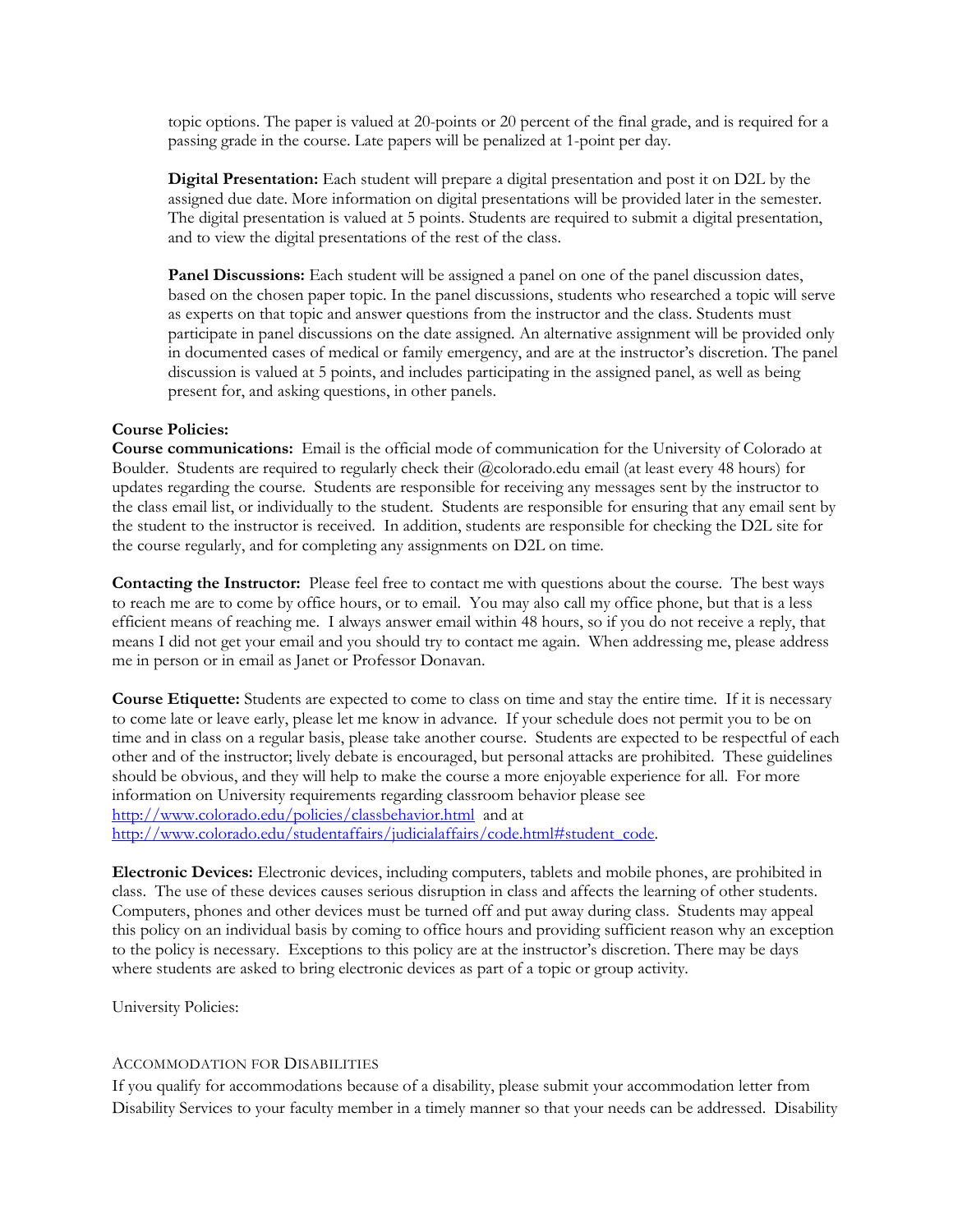topic options. The paper is valued at 20-points or 20 percent of the final grade, and is required for a passing grade in the course. Late papers will be penalized at 1-point per day.

**Digital Presentation:** Each student will prepare a digital presentation and post it on D2L by the assigned due date. More information on digital presentations will be provided later in the semester. The digital presentation is valued at 5 points. Students are required to submit a digital presentation, and to view the digital presentations of the rest of the class.

**Panel Discussions:** Each student will be assigned a panel on one of the panel discussion dates, based on the chosen paper topic. In the panel discussions, students who researched a topic will serve as experts on that topic and answer questions from the instructor and the class. Students must participate in panel discussions on the date assigned. An alternative assignment will be provided only in documented cases of medical or family emergency, and are at the instructor's discretion. The panel discussion is valued at 5 points, and includes participating in the assigned panel, as well as being present for, and asking questions, in other panels.

**Course Policies:**

**Course communications:** Email is the official mode of communication for the University of Colorado at Boulder. Students are required to regularly check their @colorado.edu email (at least every 48 hours) for updates regarding the course. Students are responsible for receiving any messages sent by the instructor to the class email list, or individually to the student. Students are responsible for ensuring that any email sent by the student to the instructor is received. In addition, students are responsible for checking the D2L site for the course regularly, and for completing any assignments on D2L on time.

**Contacting the Instructor:** Please feel free to contact me with questions about the course. The best ways to reach me are to come by office hours, or to email. You may also call my office phone, but that is a less efficient means of reaching me. I always answer email within 48 hours, so if you do not receive a reply, that means I did not get your email and you should try to contact me again. When addressing me, please address me in person or in email as Janet or Professor Donavan.

**Course Etiquette:** Students are expected to come to class on time and stay the entire time. If it is necessary to come late or leave early, please let me know in advance. If your schedule does not permit you to be on time and in class on a regular basis, please take another course. Students are expected to be respectful of each other and of the instructor; lively debate is encouraged, but personal attacks are prohibited. These guidelines should be obvious, and they will help to make the course a more enjoyable experience for all. For more information on University requirements regarding classroom behavior please see http://www.colorado.edu/policies/classbehavior.html and at http://www.colorado.edu/studentaffairs/judicialaffairs/code.html#student_code.

**Electronic Devices:** Electronic devices, including computers, tablets and mobile phones, are prohibited in class. The use of these devices causes serious disruption in class and affects the learning of other students. Computers, phones and other devices must be turned off and put away during class. Students may appeal this policy on an individual basis by coming to office hours and providing sufficient reason why an exception to the policy is necessary. Exceptions to this policy are at the instructor's discretion. There may be days where students are asked to bring electronic devices as part of a topic or group activity.

University Policies:

ACCOMMODATION FOR DISABILITIES

If you qualify for accommodations because of a disability, please submit your accommodation letter from Disability Services to your faculty member in a timely manner so that your needs can be addressed. Disability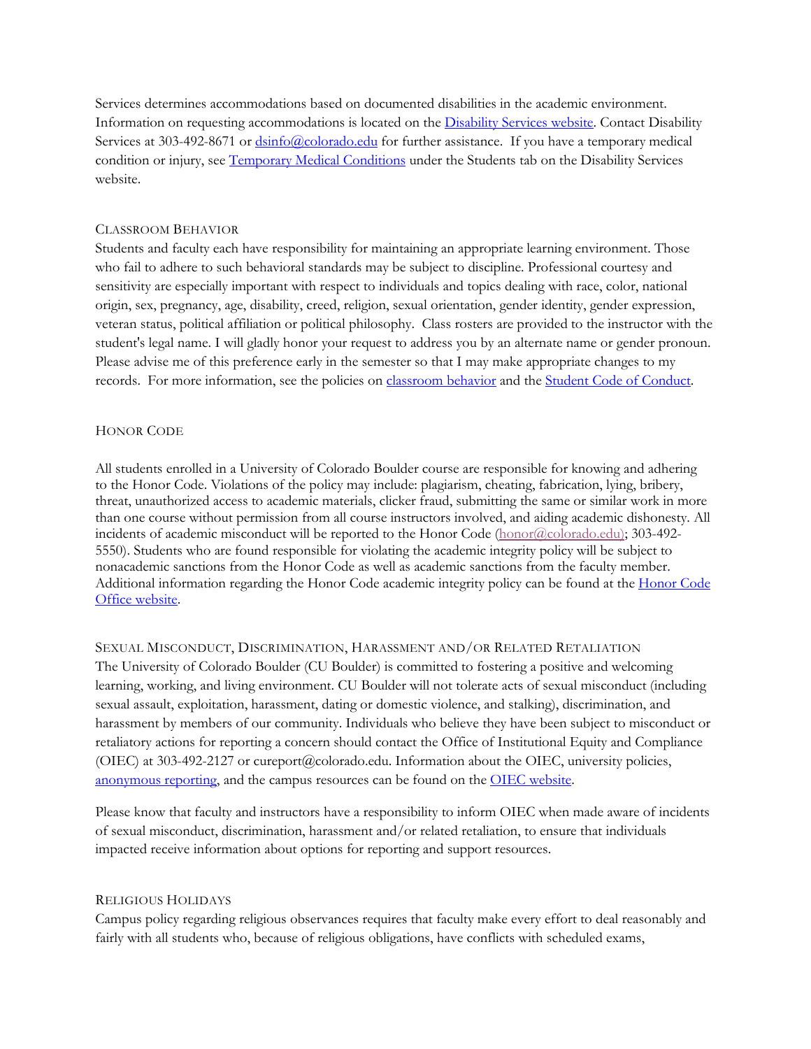Services determines accommodations based on documented disabilities in the academic environment. Information on requesting accommodations is located on the [Disability Services website](). Contact Disability Services at 303-492-8671 or [dsinfo@colorado.edu]() for further assistance. If you have a temporary medical condition or injury, see [Temporary Medical Conditions]() under the Students tab on the Disability Services website.

## CLASSROOM BEHAVIOR

Students and faculty each have responsibility for maintaining an appropriate learning environment. Those who fail to adhere to such behavioral standards may be subject to discipline. Professional courtesy and sensitivity are especially important with respect to individuals and topics dealing with race, color, national origin, sex, pregnancy, age, disability, creed, religion, sexual orientation, gender identity, gender expression, veteran status, political affiliation or political philosophy. Class rosters are provided to the instructor with the student's legal name. I will gladly honor your request to address you by an alternate name or gender pronoun. Please advise me of this preference early in the semester so that I may make appropriate changes to my records. For more information, see the policies on [classroom behavior]() and the [Student Code of Conduct]().

## HONOR CODE

All students enrolled in a University of Colorado Boulder course are responsible for knowing and adhering to the Honor Code. Violations of the policy may include: plagiarism, cheating, fabrication, lying, bribery, threat, unauthorized access to academic materials, clicker fraud, submitting the same or similar work in more than one course without permission from all course instructors involved, and aiding academic dishonesty. All incidents of academic misconduct will be reported to the Honor Code ([honor@colorado.edu]()); 303-492-5550). Students who are found responsible for violating the academic integrity policy will be subject to nonacademic sanctions from the Honor Code as well as academic sanctions from the faculty member. Additional information regarding the Honor Code academic integrity policy can be found at the [Honor Code Office website]().

## SEXUAL MISCONDUCT, DISCRIMINATION, HARASSMENT AND/OR RELATED RETALIATION

The University of Colorado Boulder (CU Boulder) is committed to fostering a positive and welcoming learning, working, and living environment. CU Boulder will not tolerate acts of sexual misconduct (including sexual assault, exploitation, harassment, dating or domestic violence, and stalking), discrimination, and harassment by members of our community. Individuals who believe they have been subject to misconduct or retaliatory actions for reporting a concern should contact the Office of Institutional Equity and Compliance (OIEC) at 303-492-2127 or cureport@colorado.edu. Information about the OIEC, university policies, [anonymous reporting](), and the campus resources can be found on the [OIEC website]().

Please know that faculty and instructors have a responsibility to inform OIEC when made aware of incidents of sexual misconduct, discrimination, harassment and/or related retaliation, to ensure that individuals impacted receive information about options for reporting and support resources.

## RELIGIOUS HOLIDAYS

Campus policy regarding religious observances requires that faculty make every effort to deal reasonably and fairly with all students who, because of religious obligations, have conflicts with scheduled exams,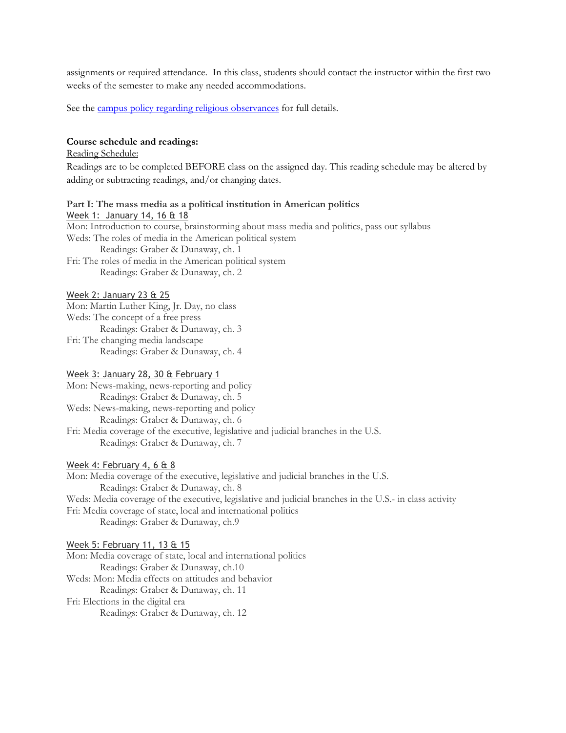assignments or required attendance. In this class, students should contact the instructor within the first two weeks of the semester to make any needed accommodations.

See the [campus policy regarding religious observances]() for full details.

**Course schedule and readings:**

Reading Schedule:

Readings are to be completed BEFORE class on the assigned day. This reading schedule may be altered by adding or subtracting readings, and/or changing dates.

**Part I: The mass media as a political institution in American politics**

Week 1: January 14, 16 & 18

Mon: Introduction to course, brainstorming about mass media and politics, pass out syllabus

Weds: The roles of media in the American political system
   Readings: Graber & Dunaway, ch. 1

Fri: The roles of media in the American political system
   Readings: Graber & Dunaway, ch. 2

Week 2: January 23 & 25

Mon: Martin Luther King, Jr. Day, no class

Weds: The concept of a free press
   Readings: Graber & Dunaway, ch. 3

Fri: The changing media landscape
   Readings: Graber & Dunaway, ch. 4

Week 3: January 28, 30 & February 1

Mon: News-making, news-reporting and policy
   Readings: Graber & Dunaway, ch. 5

Weds: News-making, news-reporting and policy
   Readings: Graber & Dunaway, ch. 6

Fri: Media coverage of the executive, legislative and judicial branches in the U.S.
   Readings: Graber & Dunaway, ch. 7

Week 4: February 4, 6 & 8

Mon: Media coverage of the executive, legislative and judicial branches in the U.S.
   Readings: Graber & Dunaway, ch. 8

Weds: Media coverage of the executive, legislative and judicial branches in the U.S.- in class activity

Fri: Media coverage of state, local and international politics
   Readings: Graber & Dunaway, ch.9

Week 5: February 11, 13 & 15

Mon: Media coverage of state, local and international politics
   Readings: Graber & Dunaway, ch.10

Weds: Mon: Media effects on attitudes and behavior
   Readings: Graber & Dunaway, ch. 11

Fri: Elections in the digital era
   Readings: Graber & Dunaway, ch. 12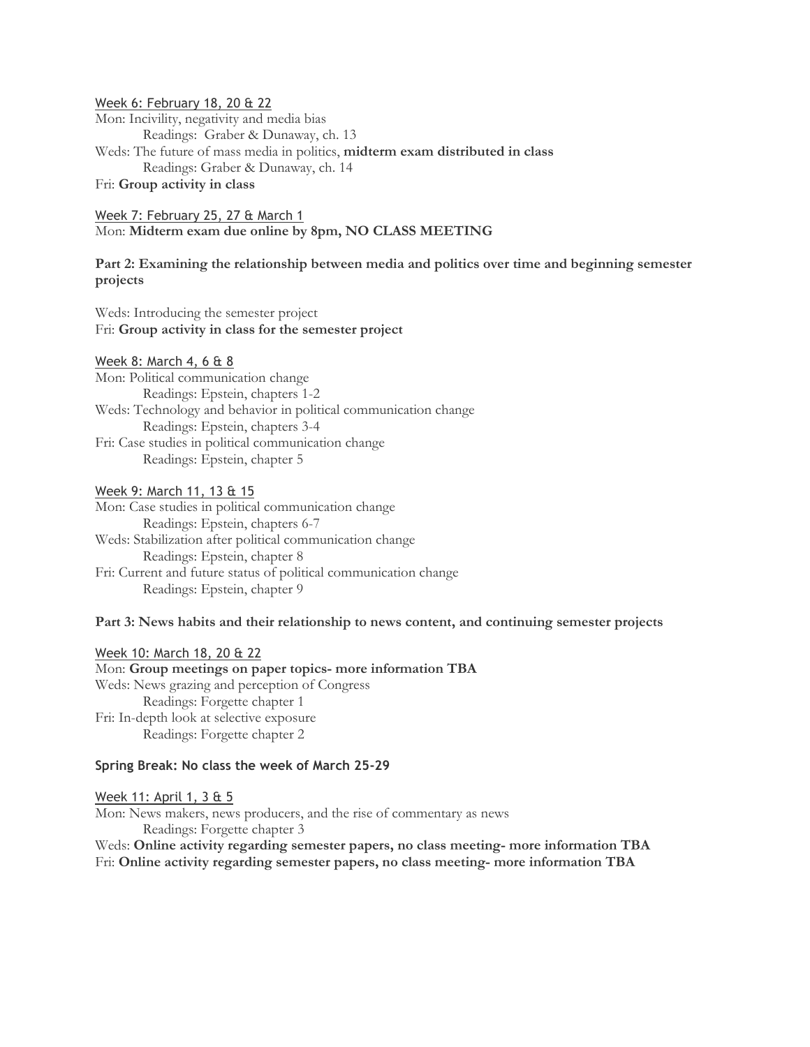Week 6: February 18, 20 & 22

Mon: Incivility, negativity and media bias
    Readings: Graber & Dunaway, ch. 13

Weds: The future of mass media in politics, **midterm exam distributed in class**
    Readings: Graber & Dunaway, ch. 14

Fri: **Group activity in class**

Week 7: February 25, 27 & March 1

Mon: **Midterm exam due online by 8pm, NO CLASS MEETING**

**Part 2: Examining the relationship between media and politics over time and beginning semester projects**

Weds: Introducing the semester project

Fri: **Group activity in class for the semester project**

Week 8: March 4, 6 & 8

Mon: Political communication change
    Readings: Epstein, chapters 1-2

Weds: Technology and behavior in political communication change
    Readings: Epstein, chapters 3-4

Fri: Case studies in political communication change
    Readings: Epstein, chapter 5

Week 9: March 11, 13 & 15

Mon: Case studies in political communication change
    Readings: Epstein, chapters 6-7

Weds: Stabilization after political communication change
    Readings: Epstein, chapter 8

Fri: Current and future status of political communication change
    Readings: Epstein, chapter 9

**Part 3: News habits and their relationship to news content, and continuing semester projects**

Week 10: March 18, 20 & 22

Mon: **Group meetings on paper topics- more information TBA**

Weds: News grazing and perception of Congress
    Readings: Forgette chapter 1

Fri: In-depth look at selective exposure
    Readings: Forgette chapter 2

**Spring Break: No class the week of March 25-29**

Week 11: April 1, 3 & 5

Mon: News makers, news producers, and the rise of commentary as news
    Readings: Forgette chapter 3

Weds: **Online activity regarding semester papers, no class meeting- more information TBA**

Fri: **Online activity regarding semester papers, no class meeting- more information TBA**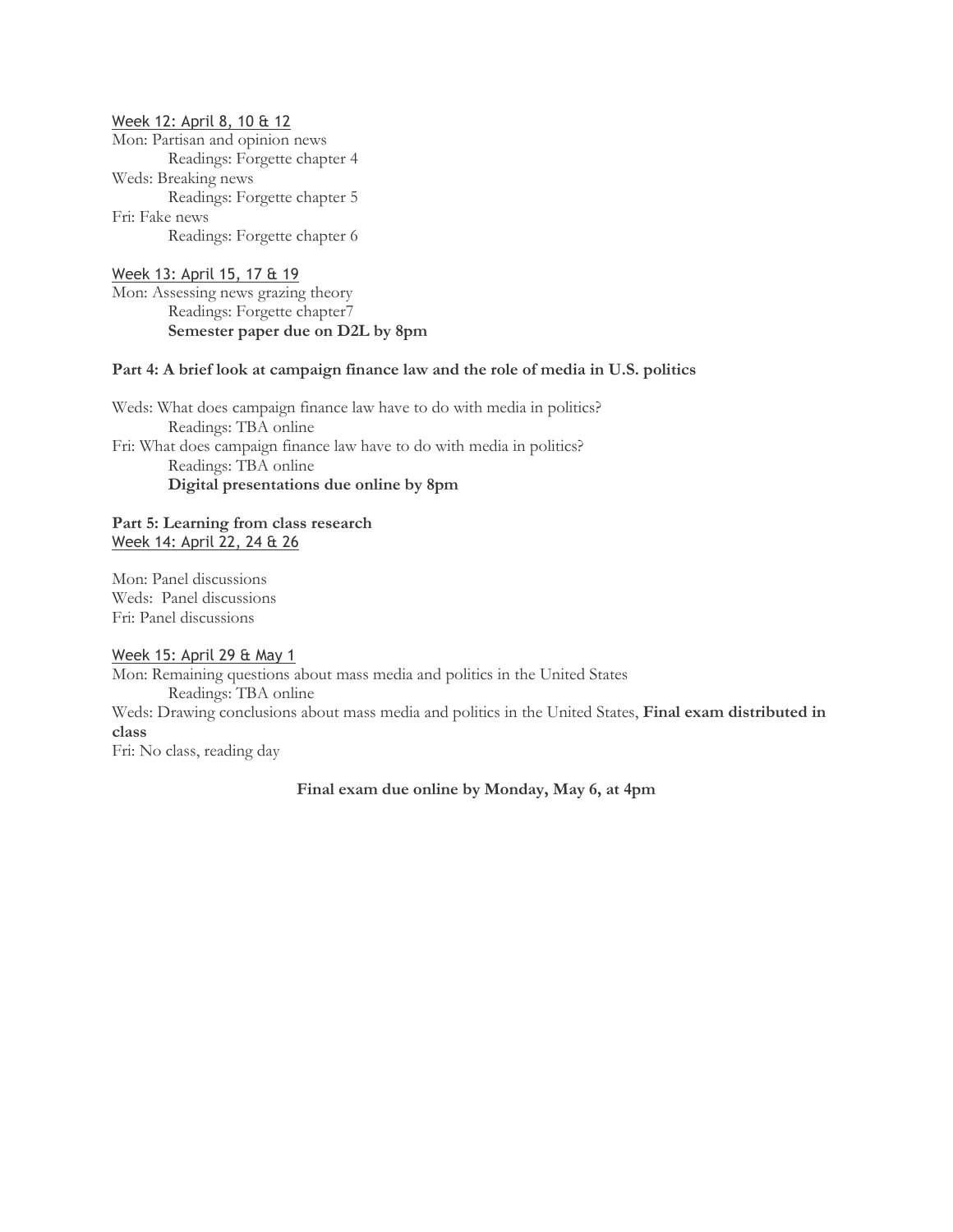Week 12: April 8, 10 & 12

Mon: Partisan and opinion news
    Readings: Forgette chapter 4

Weds: Breaking news
    Readings: Forgette chapter 5

Fri: Fake news
    Readings: Forgette chapter 6

Week 13: April 15, 17 & 19

Mon: Assessing news grazing theory
    Readings: Forgette chapter7
    **Semester paper due on D2L by 8pm**

**Part 4: A brief look at campaign finance law and the role of media in U.S. politics**

Weds: What does campaign finance law have to do with media in politics?
    Readings: TBA online

Fri: What does campaign finance law have to do with media in politics?
    Readings: TBA online
    **Digital presentations due online by 8pm**

**Part 5: Learning from class research**

Week 14: April 22, 24 & 26

Mon: Panel discussions

Weds: Panel discussions

Fri: Panel discussions

Week 15: April 29 & May 1

Mon: Remaining questions about mass media and politics in the United States
    Readings: TBA online

Weds: Drawing conclusions about mass media and politics in the United States, **Final exam distributed in class**

Fri: No class, reading day

**Final exam due online by Monday, May 6, at 4pm**